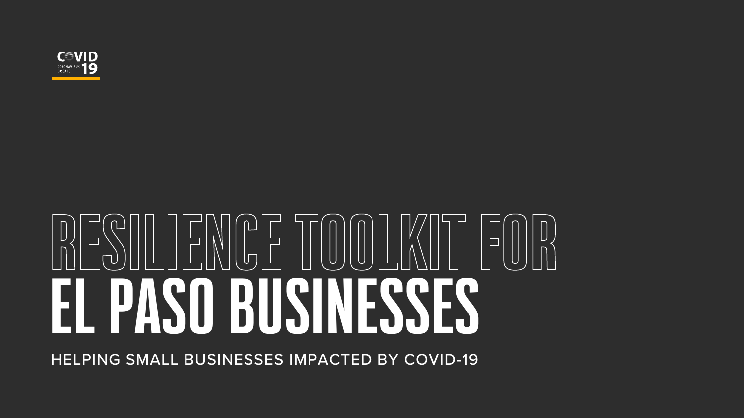COVID CORONAVIRUS DISEASE 19

# RESILIENCE TOOLKIT FOR EL PASO BUSINESSES

HELPING SMALL BUSINESSES IMPACTED BY COVID-19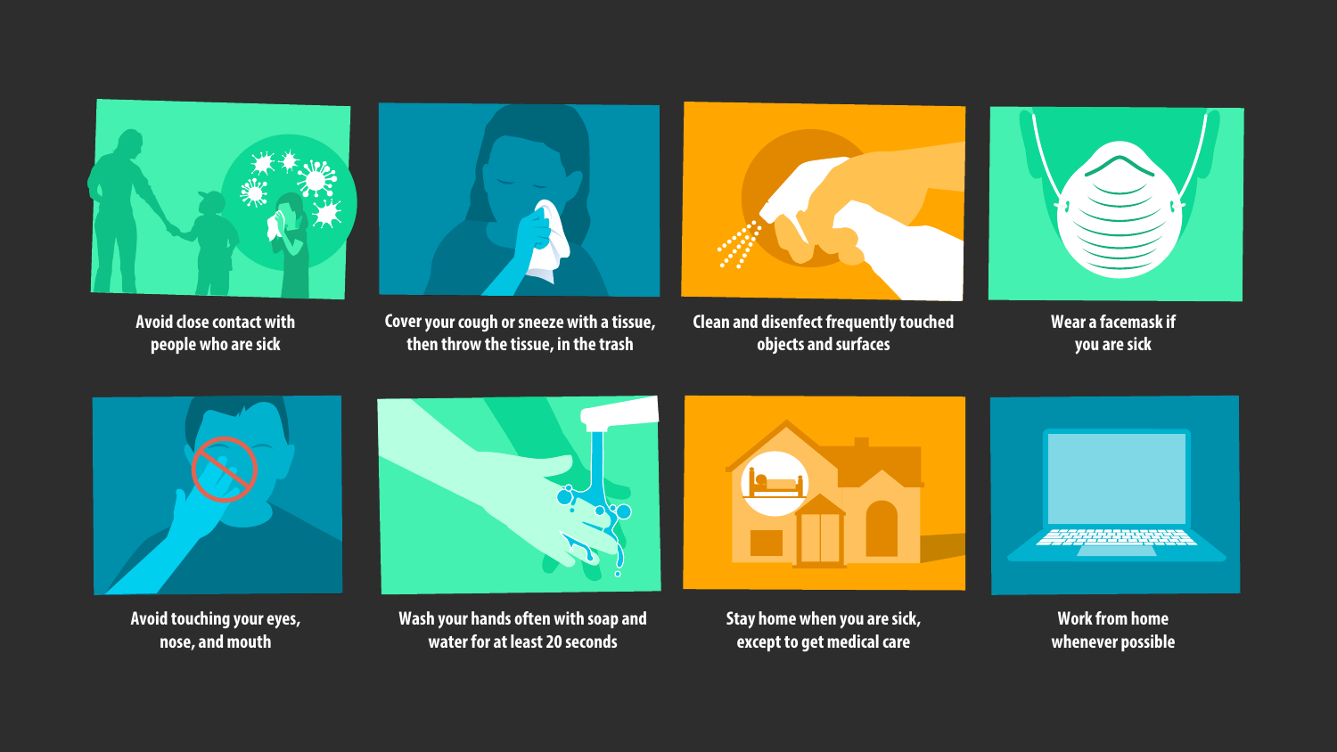Avoid close contact with people who are sick

Cover your cough or sneeze with a tissue, then throw the tissue, in the trash

Clean and disenfect frequently touched objects and surfaces

Wear a facemask if you are sick

Avoid touching your eyes, nose, and mouth

Wash your hands often with soap and water for at least 20 seconds

Stay home when you are sick, except to get medical care

Work from home whenever possible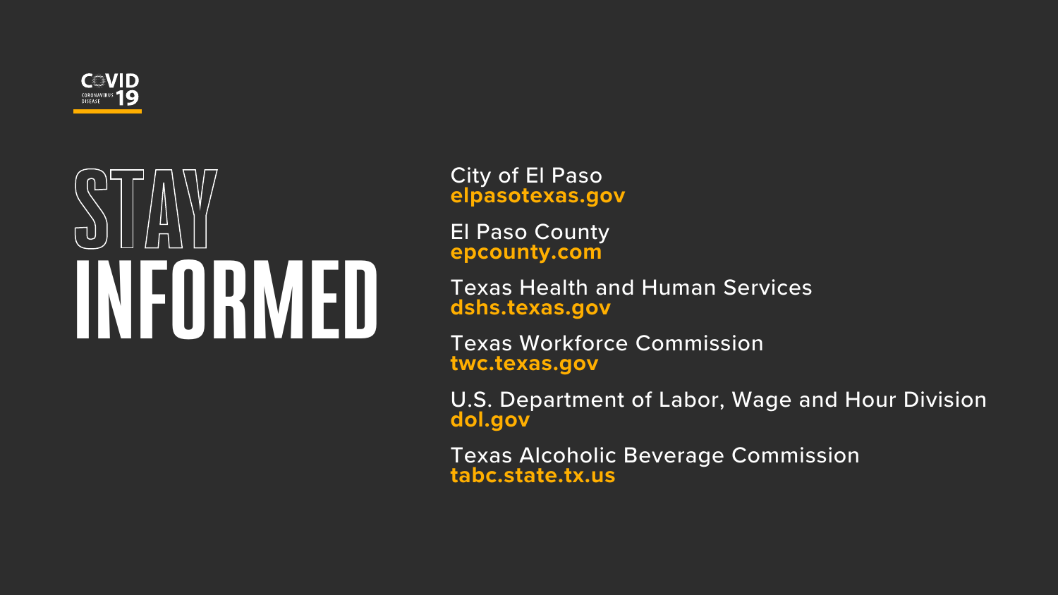COVID
CORONAVIRUS DISEASE 19

# STAY INFORMED

City of El Paso
**elpasotexas.gov**

El Paso County
**epcounty.com**

Texas Health and Human Services
**dshs.texas.gov**

Texas Workforce Commission
**twc.texas.gov**

U.S. Department of Labor, Wage and Hour Division
**dol.gov**

Texas Alcoholic Beverage Commission
**tabc.state.tx.us**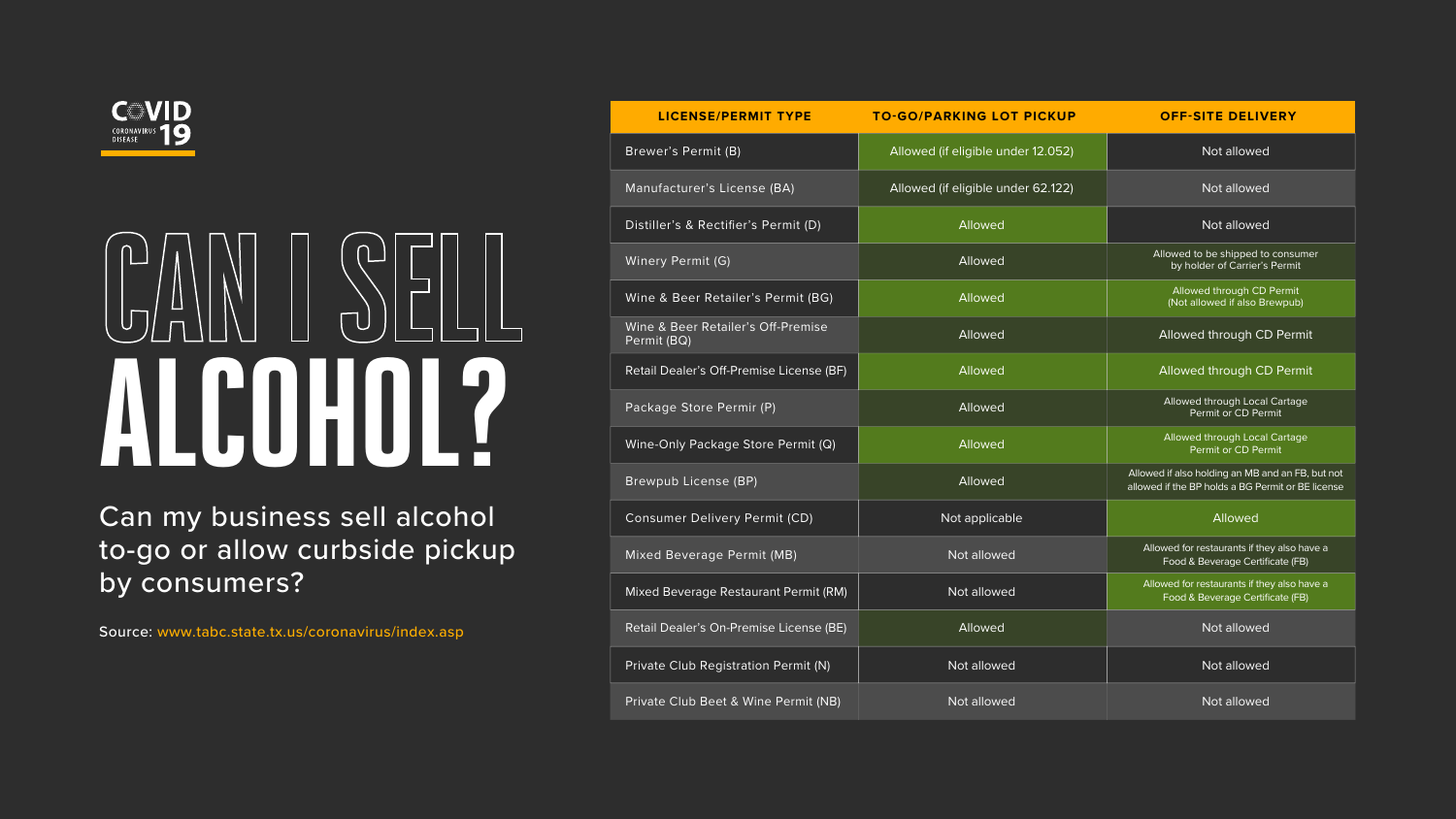# CAN I SELL ALCOHOL?

Can my business sell alcohol to-go or allow curbside pickup by consumers?

Source: www.tabc.state.tx.us/coronavirus/index.asp

| LICENSE/PERMIT TYPE | TO-GO/PARKING LOT PICKUP | OFF-SITE DELIVERY |
| --- | --- | --- |
| Brewer's Permit (B) | Allowed (if eligible under 12.052) | Not allowed |
| Manufacturer's License (BA) | Allowed (if eligible under 62.122) | Not allowed |
| Distiller's & Rectifier's Permit (D) | Allowed | Not allowed |
| Winery Permit (G) | Allowed | Allowed to be shipped to consumer by holder of Carrier's Permit |
| Wine & Beer Retailer's Permit (BG) | Allowed | Allowed through CD Permit (Not allowed if also Brewpub) |
| Wine & Beer Retailer's Off-Premise Permit (BQ) | Allowed | Allowed through CD Permit |
| Retail Dealer's Off-Premise License (BF) | Allowed | Allowed through CD Permit |
| Package Store Permir (P) | Allowed | Allowed through Local Cartage Permit or CD Permit |
| Wine-Only Package Store Permit (Q) | Allowed | Allowed through Local Cartage Permit or CD Permit |
| Brewpub License (BP) | Allowed | Allowed if also holding an MB and an FB, but not allowed if the BP holds a BG Permit or BE license |
| Consumer Delivery Permit (CD) | Not applicable | Allowed |
| Mixed Beverage Permit (MB) | Not allowed | Allowed for restaurants if they also have a Food & Beverage Certificate (FB) |
| Mixed Beverage Restaurant Permit (RM) | Not allowed | Allowed for restaurants if they also have a Food & Beverage Certificate (FB) |
| Retail Dealer's On-Premise License (BE) | Allowed | Not allowed |
| Private Club Registration Permit (N) | Not allowed | Not allowed |
| Private Club Beet & Wine Permit (NB) | Not allowed | Not allowed |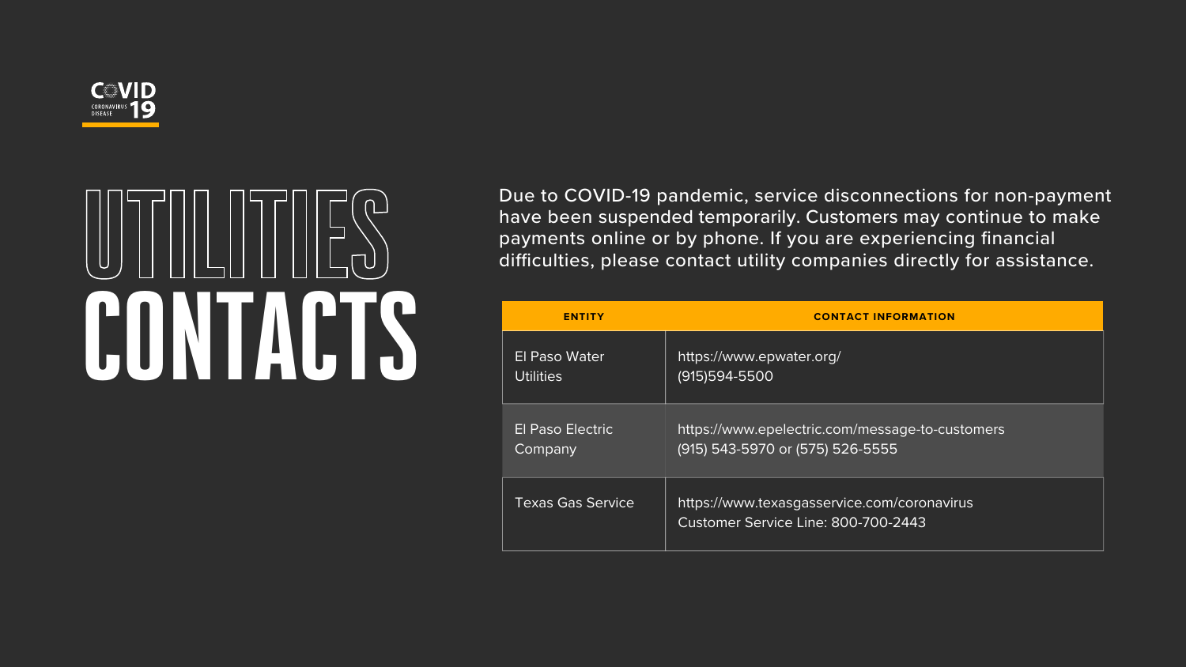COVID CORONAVIRUS DISEASE 19

# UTILITIES CONTACTS

Due to COVID-19 pandemic, service disconnections for non-payment have been suspended temporarily. Customers may continue to make payments online or by phone. If you are experiencing financial difficulties, please contact utility companies directly for assistance.

| ENTITY | CONTACT INFORMATION |
|---|---|
| El Paso Water Utilities | https://www.epwater.org/<br>(915)594-5500 |
| El Paso Electric Company | https://www.epelectric.com/message-to-customers<br>(915) 543-5970 or (575) 526-5555 |
| Texas Gas Service | https://www.texasgasservice.com/coronavirus<br>Customer Service Line: 800-700-2443 |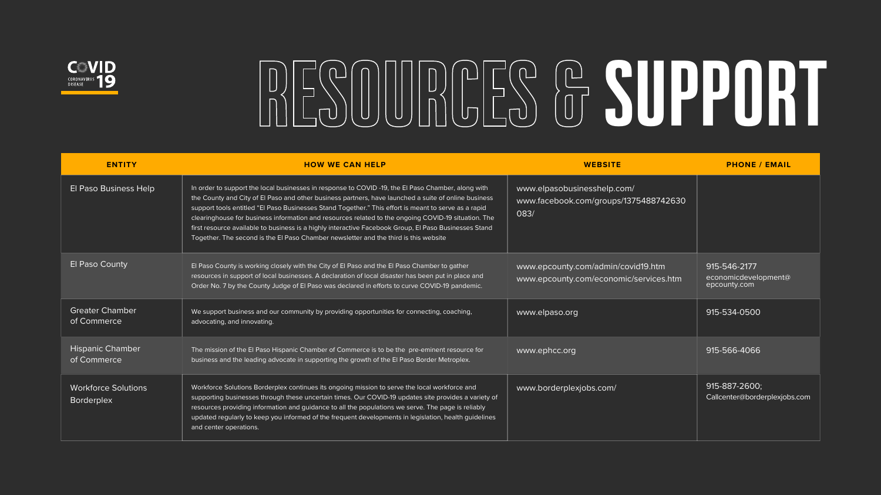# RESOURCES & SUPPORT

| ENTITY | HOW WE CAN HELP | WEBSITE | PHONE / EMAIL |
| --- | --- | --- | --- |
| El Paso Business Help | In order to support the local businesses in response to COVID -19, the El Paso Chamber, along with the County and City of El Paso and other business partners, have launched a suite of online business support tools entitled "El Paso Businesses Stand Together." This effort is meant to serve as a rapid clearinghouse for business information and resources related to the ongoing COVID-19 situation. The first resource available to business is a highly interactive Facebook Group, El Paso Businesses Stand Together. The second is the El Paso Chamber newsletter and the third is this website | www.elpasobusinesshelp.com/ www.facebook.com/groups/1375488742630083/ | |
| El Paso County | El Paso County is working closely with the City of El Paso and the El Paso Chamber to gather resources in support of local businesses. A declaration of local disaster has been put in place and Order No. 7 by the County Judge of El Paso was declared in efforts to curve COVID-19 pandemic. | www.epcounty.com/admin/covid19.htm www.epcounty.com/economic/services.htm | 915-546-2177 economicdevelopment@epcounty.com |
| Greater Chamber of Commerce | We support business and our community by providing opportunities for connecting, coaching, advocating, and innovating. | www.elpaso.org | 915-534-0500 |
| Hispanic Chamber of Commerce | The mission of the El Paso Hispanic Chamber of Commerce is to be the pre-eminent resource for business and the leading advocate in supporting the growth of the El Paso Border Metroplex. | www.ephcc.org | 915-566-4066 |
| Workforce Solutions Borderplex | Workforce Solutions Borderplex continues its ongoing mission to serve the local workforce and supporting businesses through these uncertain times. Our COVID-19 updates site provides a variety of resources providing information and guidance to all the populations we serve. The page is reliably updated regularly to keep you informed of the frequent developments in legislation, health guidelines and center operations. | www.borderplexjobs.com/ | 915-887-2600; Callcenter@borderplexjobs.com |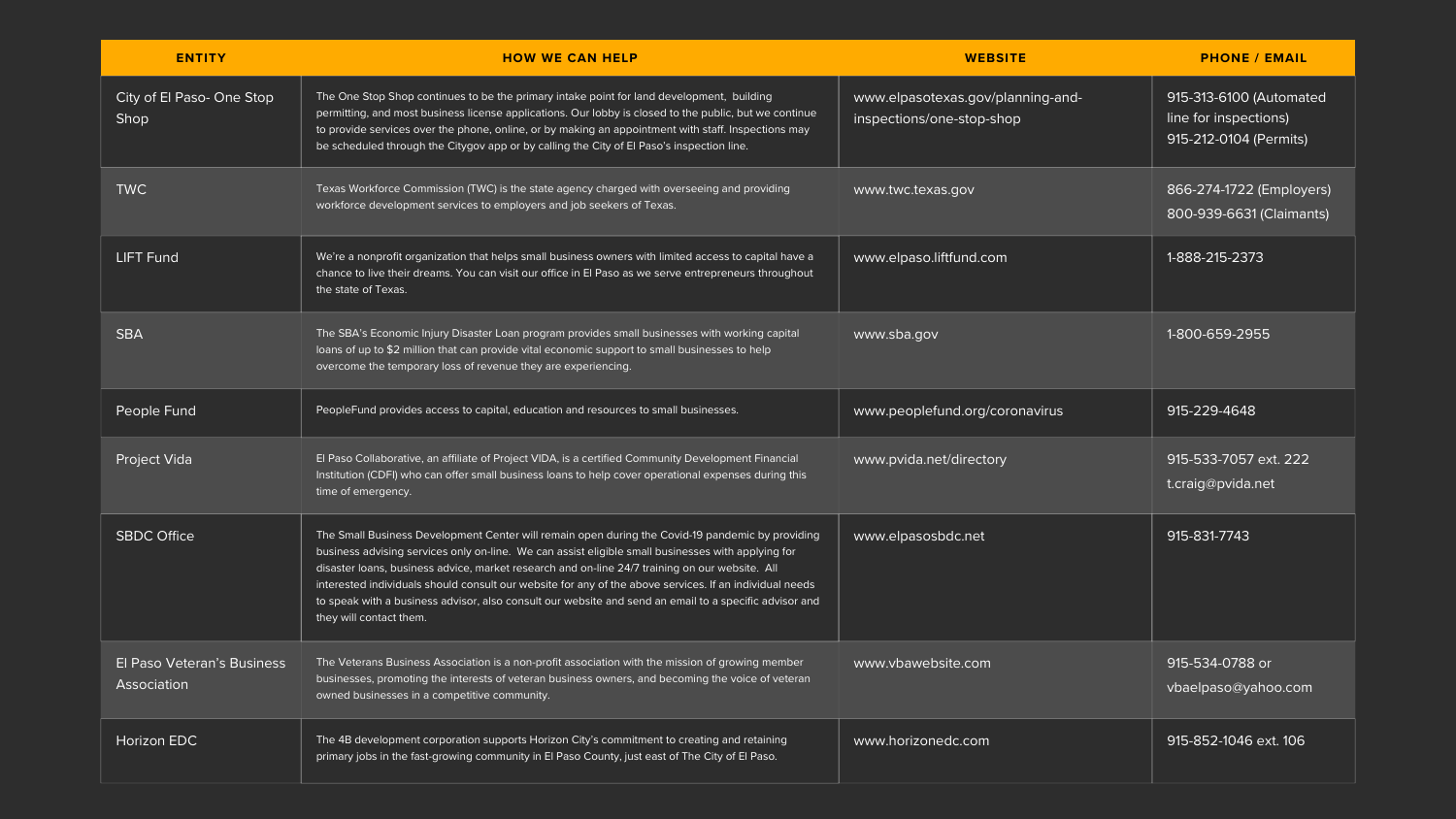| ENTITY | HOW WE CAN HELP | WEBSITE | PHONE / EMAIL |
|---|---|---|---|
| City of El Paso- One Stop Shop | The One Stop Shop continues to be the primary intake point for land development, building permitting, and most business license applications. Our lobby is closed to the public, but we continue to provide services over the phone, online, or by making an appointment with staff. Inspections may be scheduled through the Citygov app or by calling the City of El Paso's inspection line. | www.elpasotexas.gov/planning-and-inspections/one-stop-shop | 915-313-6100 (Automated line for inspections) 915-212-0104 (Permits) |
| TWC | Texas Workforce Commission (TWC) is the state agency charged with overseeing and providing workforce development services to employers and job seekers of Texas. | www.twc.texas.gov | 866-274-1722 (Employers) 800-939-6631 (Claimants) |
| LIFT Fund | We're a nonprofit organization that helps small business owners with limited access to capital have a chance to live their dreams. You can visit our office in El Paso as we serve entrepreneurs throughout the state of Texas. | www.elpaso.liftfund.com | 1-888-215-2373 |
| SBA | The SBA's Economic Injury Disaster Loan program provides small businesses with working capital loans of up to $2 million that can provide vital economic support to small businesses to help overcome the temporary loss of revenue they are experiencing. | www.sba.gov | 1-800-659-2955 |
| People Fund | PeopleFund provides access to capital, education and resources to small businesses. | www.peoplefund.org/coronavirus | 915-229-4648 |
| Project Vida | El Paso Collaborative, an affiliate of Project VIDA, is a certified Community Development Financial Institution (CDFI) who can offer small business loans to help cover operational expenses during this time of emergency. | www.pvida.net/directory | 915-533-7057 ext. 222 t.craig@pvida.net |
| SBDC Office | The Small Business Development Center will remain open during the Covid-19 pandemic by providing business advising services only on-line. We can assist eligible small businesses with applying for disaster loans, business advice, market research and on-line 24/7 training on our website. All interested individuals should consult our website for any of the above services. If an individual needs to speak with a business advisor, also consult our website and send an email to a specific advisor and they will contact them. | www.elpasosbdc.net | 915-831-7743 |
| El Paso Veteran's Business Association | The Veterans Business Association is a non-profit association with the mission of growing member businesses, promoting the interests of veteran business owners, and becoming the voice of veteran owned businesses in a competitive community. | www.vbawebsite.com | 915-534-0788 or vbaelpaso@yahoo.com |
| Horizon EDC | The 4B development corporation supports Horizon City's commitment to creating and retaining primary jobs in the fast-growing community in El Paso County, just east of The City of El Paso. | www.horizonedc.com | 915-852-1046 ext. 106 |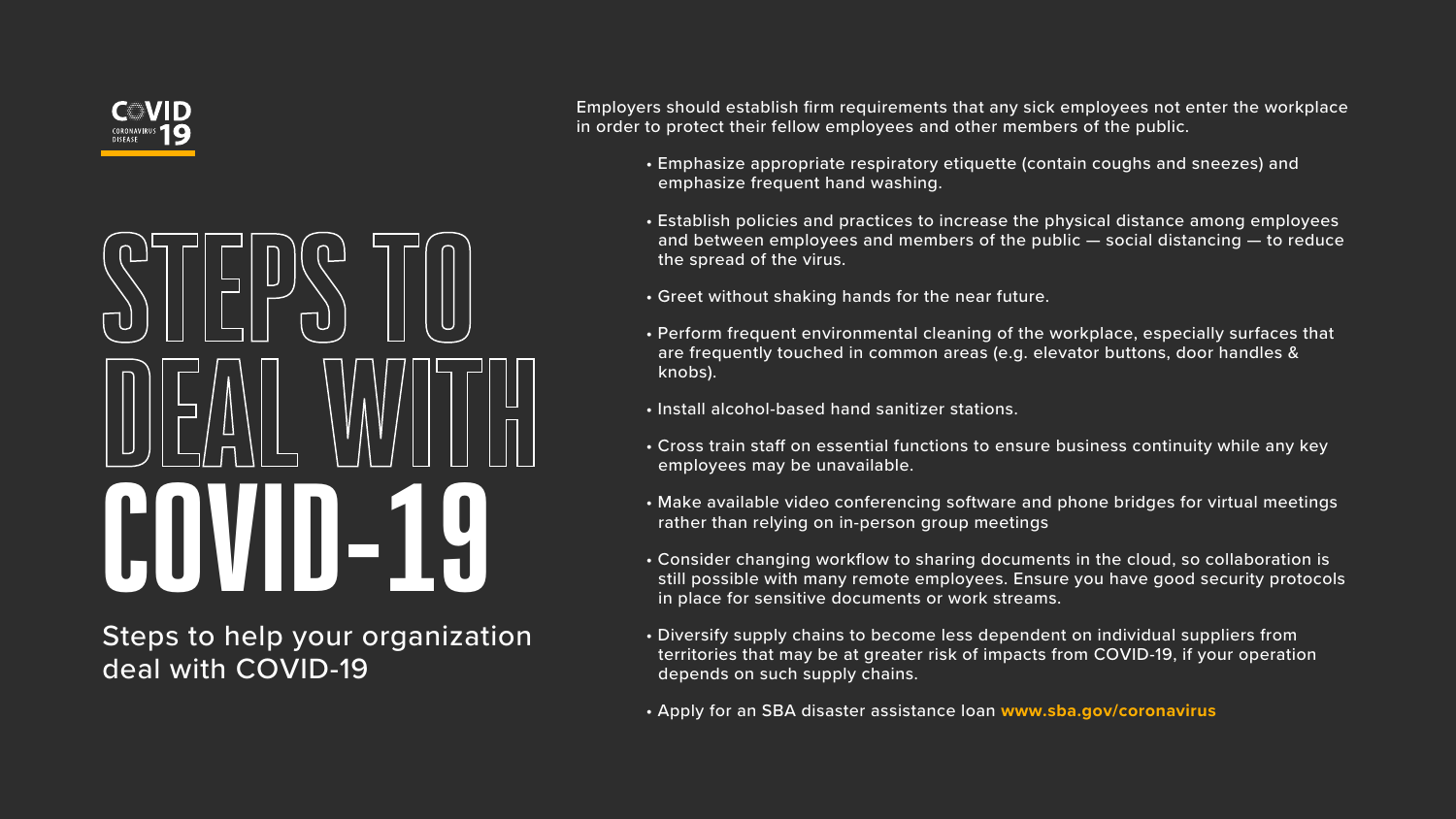COVID
CORONAVIRUS DISEASE 19

# STEPS TO DEAL WITH COVID-19

Steps to help your organization deal with COVID-19

Employers should establish firm requirements that any sick employees not enter the workplace in order to protect their fellow employees and other members of the public.

- Emphasize appropriate respiratory etiquette (contain coughs and sneezes) and emphasize frequent hand washing.
- Establish policies and practices to increase the physical distance among employees and between employees and members of the public — social distancing — to reduce the spread of the virus.
- Greet without shaking hands for the near future.
- Perform frequent environmental cleaning of the workplace, especially surfaces that are frequently touched in common areas (e.g. elevator buttons, door handles & knobs).
- Install alcohol-based hand sanitizer stations.
- Cross train staff on essential functions to ensure business continuity while any key employees may be unavailable.
- Make available video conferencing software and phone bridges for virtual meetings rather than relying on in-person group meetings
- Consider changing workflow to sharing documents in the cloud, so collaboration is still possible with many remote employees. Ensure you have good security protocols in place for sensitive documents or work streams.
- Diversify supply chains to become less dependent on individual suppliers from territories that may be at greater risk of impacts from COVID-19, if your operation depends on such supply chains.
- Apply for an SBA disaster assistance loan **www.sba.gov/coronavirus**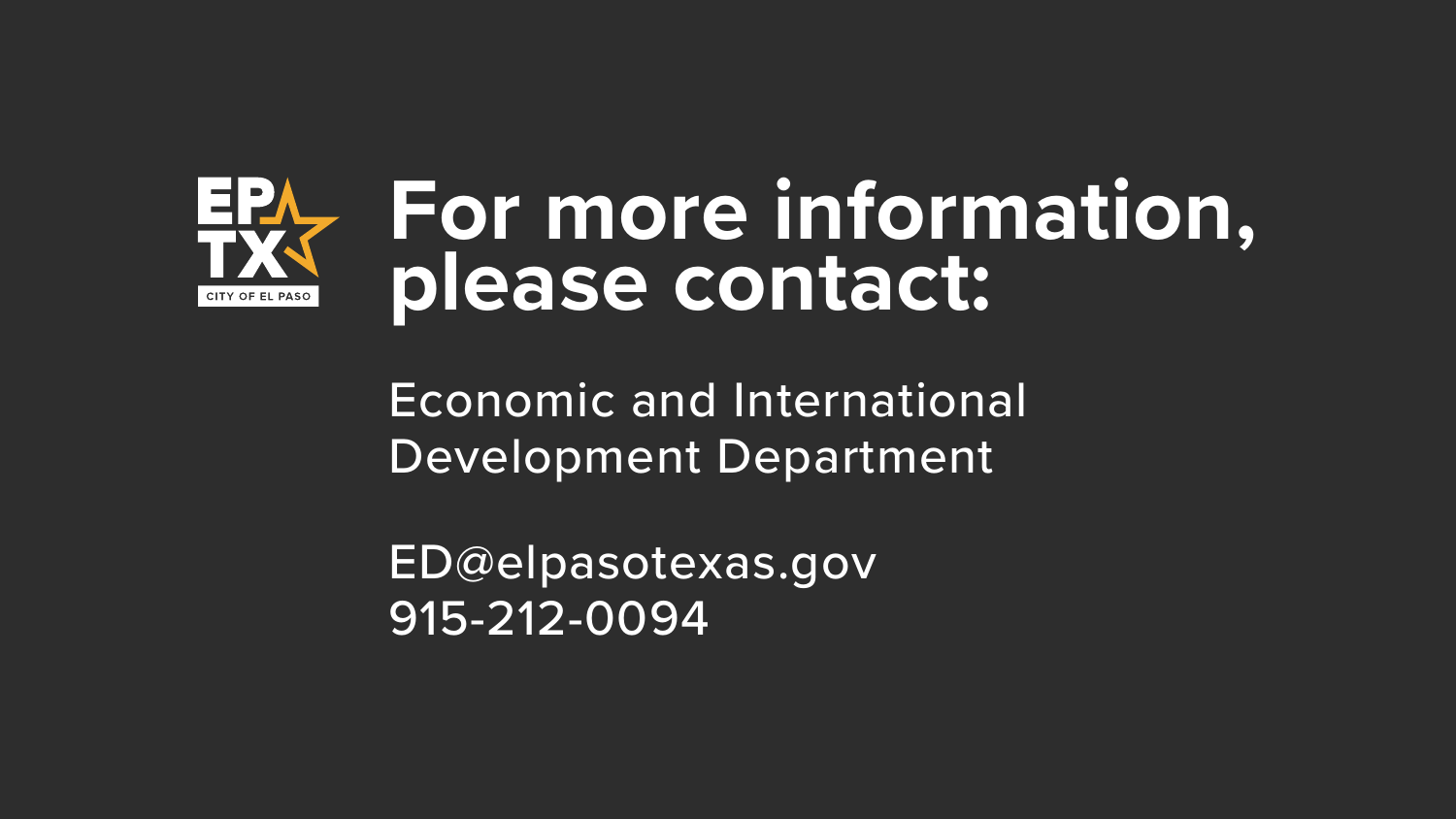EP TX CITY OF EL PASO

# For more information, please contact:

Economic and International
Development Department

ED@elpasotexas.gov
915-212-0094